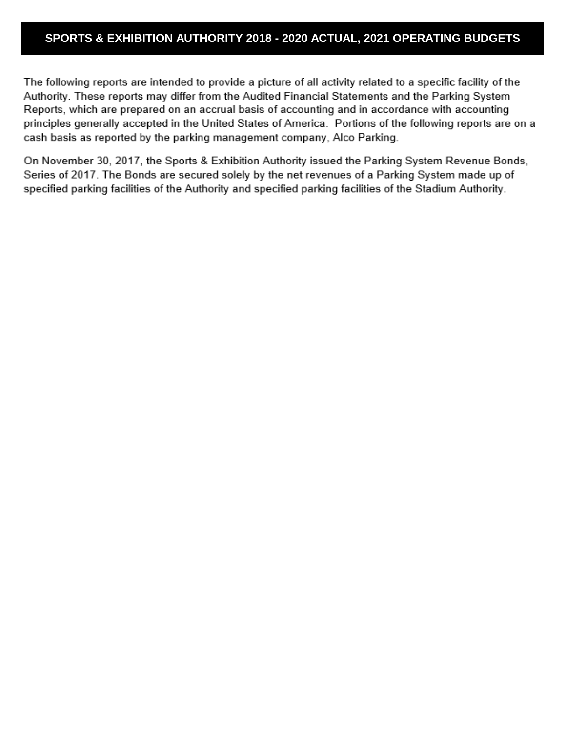# SPORTS & EXHIBITION AUTHORITY 2018 - 2020 ACTUAL, 2021 OPERATING BUDGETS

The following reports are intended to provide a picture of all activity related to a specific facility of the Authority. These reports may differ from the Audited Financial Statements and the Parking System Reports, which are prepared on an accrual basis of accounting and in accordance with accounting principles generally accepted in the United States of America. Portions of the following reports are on a cash basis as reported by the parking management company, Alco Parking.

On November 30, 2017, the Sports & Exhibition Authority issued the Parking System Revenue Bonds, Series of 2017. The Bonds are secured solely by the net revenues of a Parking System made up of specified parking facilities of the Authority and specified parking facilities of the Stadium Authority.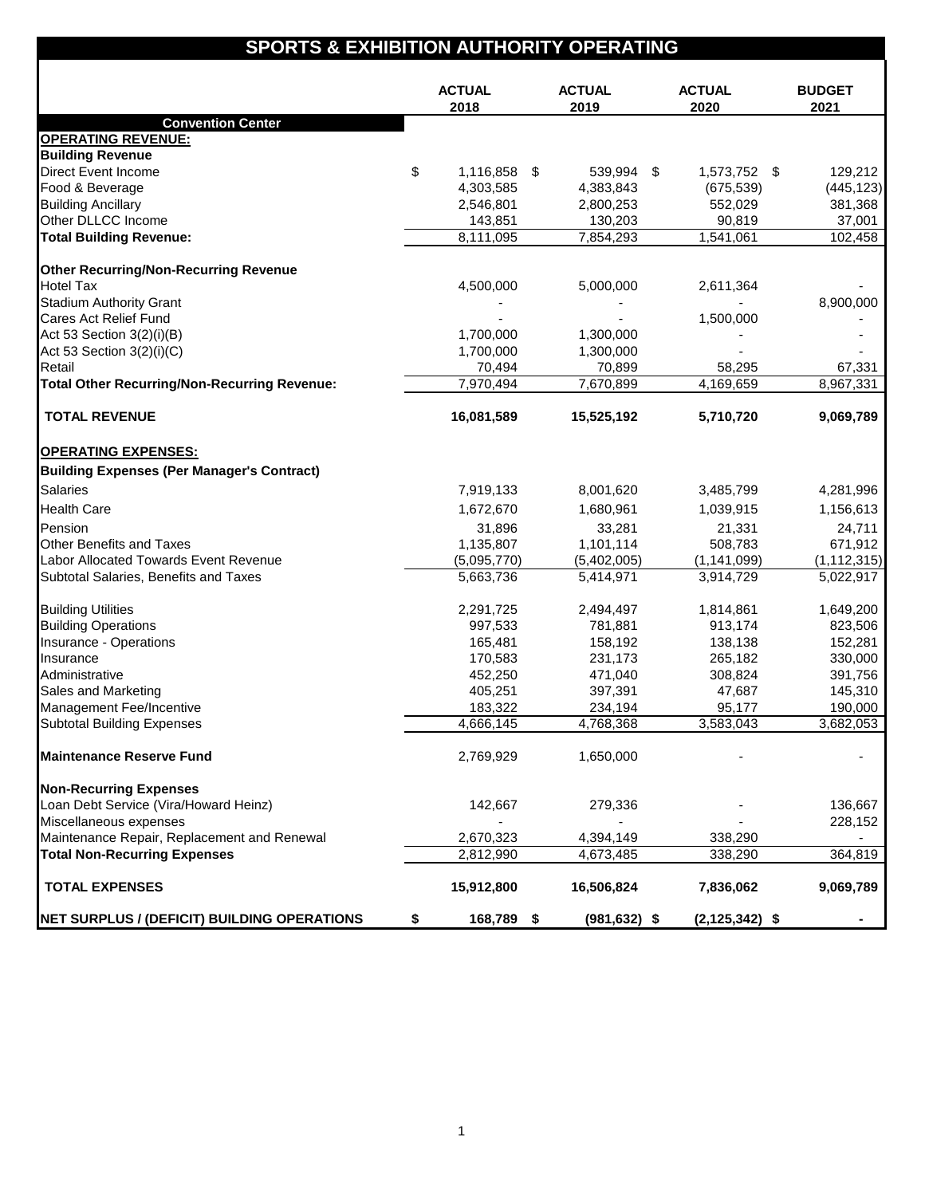# SPORTS & EXHIBITION AUTHORITY OPERATING

| | ACTUAL 2018 | ACTUAL 2019 | ACTUAL 2020 | BUDGET 2021 |
|---|---|---|---|---|
| **Convention Center** | | | | |
| **OPERATING REVENUE:** | | | | |
| **Building Revenue** | | | | |
| Direct Event Income | $ 1,116,858 | $ 539,994 | $ 1,573,752 | $ 129,212 |
| Food & Beverage | 4,303,585 | 4,383,843 | (675,539) | (445,123) |
| Building Ancillary | 2,546,801 | 2,800,253 | 552,029 | 381,368 |
| Other DLLCC Income | 143,851 | 130,203 | 90,819 | 37,001 |
| **Total Building Revenue:** | 8,111,095 | 7,854,293 | 1,541,061 | 102,458 |
| | | | | |
| **Other Recurring/Non-Recurring Revenue** | | | | |
| Hotel Tax | 4,500,000 | 5,000,000 | 2,611,364 | - |
| Stadium Authority Grant | - | - | - | 8,900,000 |
| Cares Act Relief Fund | - | - | 1,500,000 | - |
| Act 53 Section 3(2)(i)(B) | 1,700,000 | 1,300,000 | - | - |
| Act 53 Section 3(2)(i)(C) | 1,700,000 | 1,300,000 | - | - |
| Retail | 70,494 | 70,899 | 58,295 | 67,331 |
| **Total Other Recurring/Non-Recurring Revenue:** | 7,970,494 | 7,670,899 | 4,169,659 | 8,967,331 |
| | | | | |
| **TOTAL REVENUE** | **16,081,589** | **15,525,192** | **5,710,720** | **9,069,789** |
| | | | | |
| **OPERATING EXPENSES:** | | | | |
| **Building Expenses (Per Manager's Contract)** | | | | |
| Salaries | 7,919,133 | 8,001,620 | 3,485,799 | 4,281,996 |
| Health Care | 1,672,670 | 1,680,961 | 1,039,915 | 1,156,613 |
| Pension | 31,896 | 33,281 | 21,331 | 24,711 |
| Other Benefits and Taxes | 1,135,807 | 1,101,114 | 508,783 | 671,912 |
| Labor Allocated Towards Event Revenue | (5,095,770) | (5,402,005) | (1,141,099) | (1,112,315) |
| Subtotal Salaries, Benefits and Taxes | 5,663,736 | 5,414,971 | 3,914,729 | 5,022,917 |
| | | | | |
| Building Utilities | 2,291,725 | 2,494,497 | 1,814,861 | 1,649,200 |
| Building Operations | 997,533 | 781,881 | 913,174 | 823,506 |
| Insurance - Operations | 165,481 | 158,192 | 138,138 | 152,281 |
| Insurance | 170,583 | 231,173 | 265,182 | 330,000 |
| Administrative | 452,250 | 471,040 | 308,824 | 391,756 |
| Sales and Marketing | 405,251 | 397,391 | 47,687 | 145,310 |
| Management Fee/Incentive | 183,322 | 234,194 | 95,177 | 190,000 |
| Subtotal Building Expenses | 4,666,145 | 4,768,368 | 3,583,043 | 3,682,053 |
| | | | | |
| **Maintenance Reserve Fund** | 2,769,929 | 1,650,000 | - | - |
| | | | | |
| **Non-Recurring Expenses** | | | | |
| Loan Debt Service (Vira/Howard Heinz) | 142,667 | 279,336 | - | 136,667 |
| Miscellaneous expenses | - | - | - | 228,152 |
| Maintenance Repair, Replacement and Renewal | 2,670,323 | 4,394,149 | 338,290 | - |
| **Total Non-Recurring Expenses** | 2,812,990 | 4,673,485 | 338,290 | 364,819 |
| | | | | |
| **TOTAL EXPENSES** | **15,912,800** | **16,506,824** | **7,836,062** | **9,069,789** |
| | | | | |
| **NET SURPLUS / (DEFICIT) BUILDING OPERATIONS** | **$ 168,789** | **$ (981,632)** | **$ (2,125,342)** | **$ -** |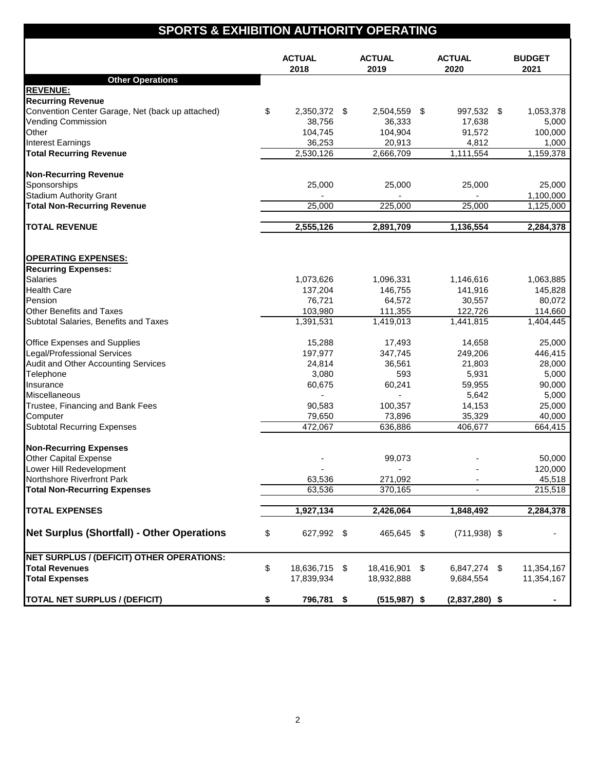# SPORTS & EXHIBITION AUTHORITY OPERATING

| | ACTUAL 2018 | ACTUAL 2019 | ACTUAL 2020 | BUDGET 2021 |
|---|---|---|---|---|
| **Other Operations** | | | | |
| **REVENUE:** | | | | |
| **Recurring Revenue** | | | | |
| Convention Center Garage, Net (back up attached) | $ 2,350,372 | $ 2,504,559 | $ 997,532 | $ 1,053,378 |
| Vending Commission | 38,756 | 36,333 | 17,638 | 5,000 |
| Other | 104,745 | 104,904 | 91,572 | 100,000 |
| Interest Earnings | 36,253 | 20,913 | 4,812 | 1,000 |
| **Total Recurring Revenue** | 2,530,126 | 2,666,709 | 1,111,554 | 1,159,378 |
| | | | | |
| **Non-Recurring Revenue** | | | | |
| Sponsorships | 25,000 | 25,000 | 25,000 | 25,000 |
| Stadium Authority Grant | - | - | - | 1,100,000 |
| **Total Non-Recurring Revenue** | 25,000 | 225,000 | 25,000 | 1,125,000 |
| | | | | |
| **TOTAL REVENUE** | **2,555,126** | **2,891,709** | **1,136,554** | **2,284,378** |
| | | | | |
| **OPERATING EXPENSES:** | | | | |
| **Recurring Expenses:** | | | | |
| Salaries | 1,073,626 | 1,096,331 | 1,146,616 | 1,063,885 |
| Health Care | 137,204 | 146,755 | 141,916 | 145,828 |
| Pension | 76,721 | 64,572 | 30,557 | 80,072 |
| Other Benefits and Taxes | 103,980 | 111,355 | 122,726 | 114,660 |
| Subtotal Salaries, Benefits and Taxes | 1,391,531 | 1,419,013 | 1,441,815 | 1,404,445 |
| | | | | |
| Office Expenses and Supplies | 15,288 | 17,493 | 14,658 | 25,000 |
| Legal/Professional Services | 197,977 | 347,745 | 249,206 | 446,415 |
| Audit and Other Accounting Services | 24,814 | 36,561 | 21,803 | 28,000 |
| Telephone | 3,080 | 593 | 5,931 | 5,000 |
| Insurance | 60,675 | 60,241 | 59,955 | 90,000 |
| Miscellaneous | - | - | 5,642 | 5,000 |
| Trustee, Financing and Bank Fees | 90,583 | 100,357 | 14,153 | 25,000 |
| Computer | 79,650 | 73,896 | 35,329 | 40,000 |
| Subtotal Recurring Expenses | 472,067 | 636,886 | 406,677 | 664,415 |
| | | | | |
| **Non-Recurring Expenses** | | | | |
| Other Capital Expense | - | 99,073 | - | 50,000 |
| Lower Hill Redevelopment | - | - | - | 120,000 |
| Northshore Riverfront Park | 63,536 | 271,092 | - | 45,518 |
| **Total Non-Recurring Expenses** | 63,536 | 370,165 | - | 215,518 |
| | | | | |
| **TOTAL EXPENSES** | **1,927,134** | **2,426,064** | **1,848,492** | **2,284,378** |
| | | | | |
| **Net Surplus (Shortfall) - Other Operations** | $ 627,992 | $ 465,645 | $ (711,938) | $ - |
| | | | | |
| **NET SURPLUS / (DEFICIT) OTHER OPERATIONS:** | | | | |
| **Total Revenues** | $ 18,636,715 | $ 18,416,901 | $ 6,847,274 | $ 11,354,167 |
| **Total Expenses** | 17,839,934 | 18,932,888 | 9,684,554 | 11,354,167 |
| | | | | |
| **TOTAL NET SURPLUS / (DEFICIT)** | **$ 796,781** | **$ (515,987)** | **$ (2,837,280)** | **$ -** |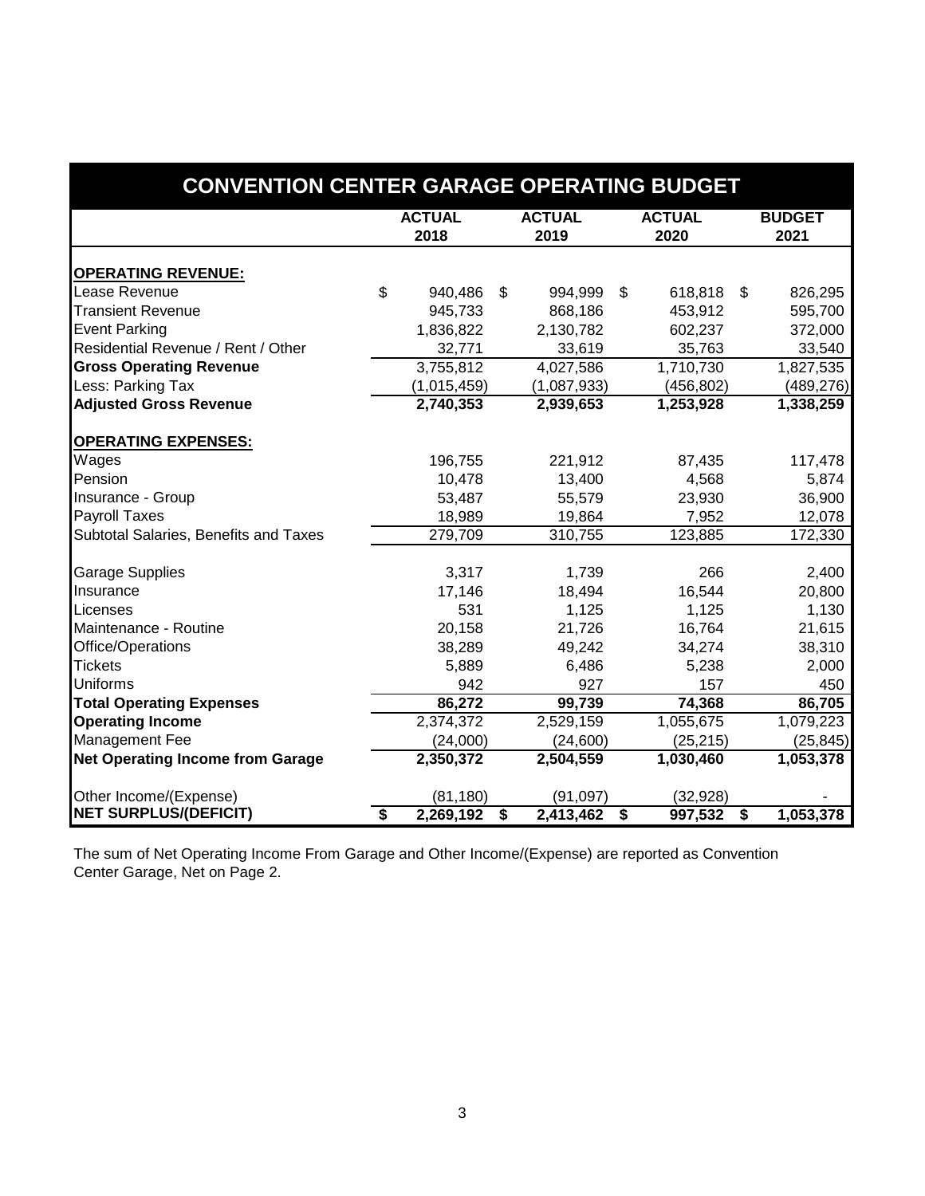| CONVENTION CENTER GARAGE OPERATING BUDGET | | | | |
|---|---|---|---|---|
| | ACTUAL 2018 | ACTUAL 2019 | ACTUAL 2020 | BUDGET 2021 |
| **OPERATING REVENUE:** | | | | |
| Lease Revenue | $ 940,486 | $ 994,999 | $ 618,818 | $ 826,295 |
| Transient Revenue | 945,733 | 868,186 | 453,912 | 595,700 |
| Event Parking | 1,836,822 | 2,130,782 | 602,237 | 372,000 |
| Residential Revenue / Rent / Other | 32,771 | 33,619 | 35,763 | 33,540 |
| **Gross Operating Revenue** | 3,755,812 | 4,027,586 | 1,710,730 | 1,827,535 |
| Less: Parking Tax | (1,015,459) | (1,087,933) | (456,802) | (489,276) |
| **Adjusted Gross Revenue** | **2,740,353** | **2,939,653** | **1,253,928** | **1,338,259** |
| **OPERATING EXPENSES:** | | | | |
| Wages | 196,755 | 221,912 | 87,435 | 117,478 |
| Pension | 10,478 | 13,400 | 4,568 | 5,874 |
| Insurance - Group | 53,487 | 55,579 | 23,930 | 36,900 |
| Payroll Taxes | 18,989 | 19,864 | 7,952 | 12,078 |
| Subtotal Salaries, Benefits and Taxes | 279,709 | 310,755 | 123,885 | 172,330 |
| Garage Supplies | 3,317 | 1,739 | 266 | 2,400 |
| Insurance | 17,146 | 18,494 | 16,544 | 20,800 |
| Licenses | 531 | 1,125 | 1,125 | 1,130 |
| Maintenance - Routine | 20,158 | 21,726 | 16,764 | 21,615 |
| Office/Operations | 38,289 | 49,242 | 34,274 | 38,310 |
| Tickets | 5,889 | 6,486 | 5,238 | 2,000 |
| Uniforms | 942 | 927 | 157 | 450 |
| **Total Operating Expenses** | **86,272** | **99,739** | **74,368** | **86,705** |
| **Operating Income** | 2,374,372 | 2,529,159 | 1,055,675 | 1,079,223 |
| Management Fee | (24,000) | (24,600) | (25,215) | (25,845) |
| **Net Operating Income from Garage** | **2,350,372** | **2,504,559** | **1,030,460** | **1,053,378** |
| Other Income/(Expense) | (81,180) | (91,097) | (32,928) | - |
| **NET SURPLUS/(DEFICIT)** | **$ 2,269,192** | **$ 2,413,462** | **$ 997,532** | **$ 1,053,378** |

The sum of Net Operating Income From Garage and Other Income/(Expense) are reported as Convention Center Garage, Net on Page 2.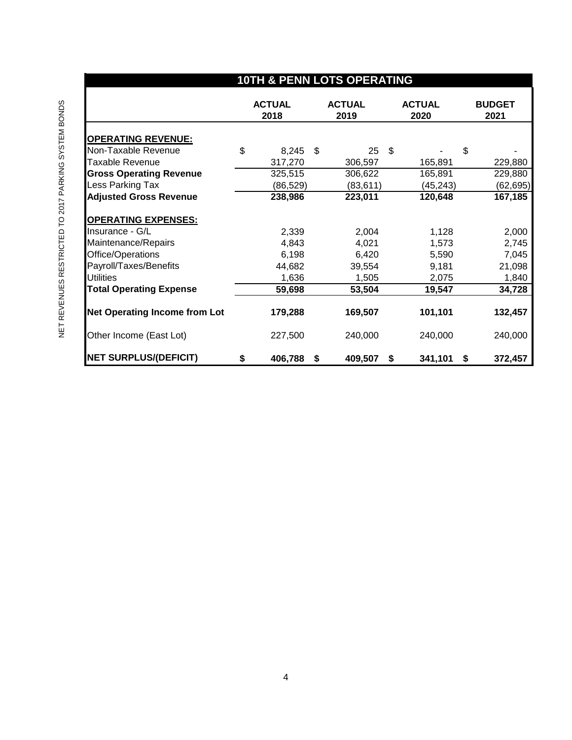NET REVENUES RESTRICTED TO 2017 PARKING SYSTEM BONDS

| 10TH & PENN LOTS OPERATING | ACTUAL 2018 | ACTUAL 2019 | ACTUAL 2020 | BUDGET 2021 |
|---|---|---|---|---|
| **OPERATING REVENUE:** | | | | |
| Non-Taxable Revenue | $ 8,245 | $ 25 | $ - | $ - |
| Taxable Revenue | 317,270 | 306,597 | 165,891 | 229,880 |
| **Gross Operating Revenue** | 325,515 | 306,622 | 165,891 | 229,880 |
| Less Parking Tax | (86,529) | (83,611) | (45,243) | (62,695) |
| **Adjusted Gross Revenue** | **238,986** | **223,011** | **120,648** | **167,185** |
| **OPERATING EXPENSES:** | | | | |
| Insurance - G/L | 2,339 | 2,004 | 1,128 | 2,000 |
| Maintenance/Repairs | 4,843 | 4,021 | 1,573 | 2,745 |
| Office/Operations | 6,198 | 6,420 | 5,590 | 7,045 |
| Payroll/Taxes/Benefits | 44,682 | 39,554 | 9,181 | 21,098 |
| Utilities | 1,636 | 1,505 | 2,075 | 1,840 |
| **Total Operating Expense** | **59,698** | **53,504** | **19,547** | **34,728** |
| **Net Operating Income from Lot** | **179,288** | **169,507** | **101,101** | **132,457** |
| Other Income (East Lot) | 227,500 | 240,000 | 240,000 | 240,000 |
| **NET SURPLUS/(DEFICIT)** | **$ 406,788** | **$ 409,507** | **$ 341,101** | **$ 372,457** |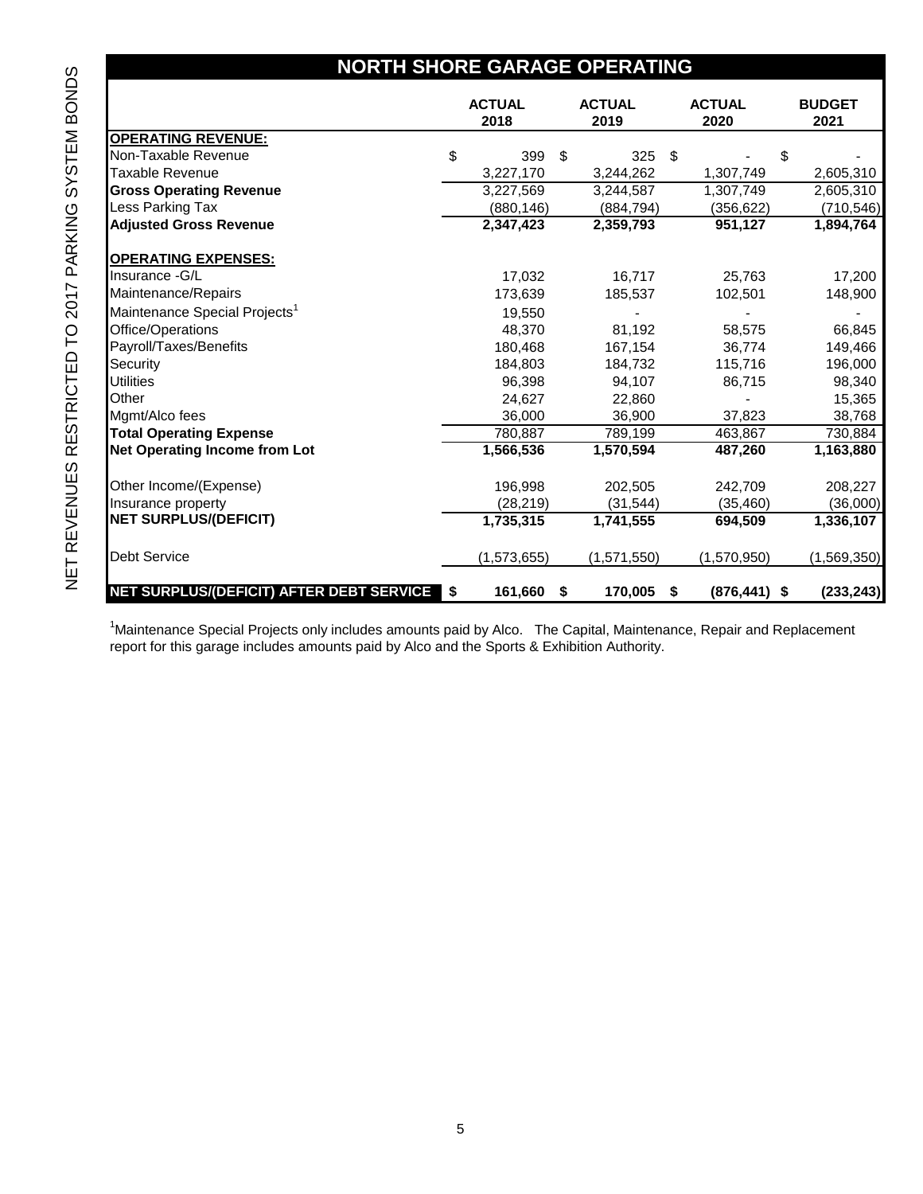NET REVENUES RESTRICTED TO 2017 PARKING SYSTEM BONDS

# NORTH SHORE GARAGE OPERATING

| | ACTUAL 2018 | ACTUAL 2019 | ACTUAL 2020 | BUDGET 2021 |
|---|---|---|---|---|
| **OPERATING REVENUE:** | | | | |
| Non-Taxable Revenue | $ 399 | $ 325 | $ - | $ - |
| Taxable Revenue | 3,227,170 | 3,244,262 | 1,307,749 | 2,605,310 |
| **Gross Operating Revenue** | 3,227,569 | 3,244,587 | 1,307,749 | 2,605,310 |
| Less Parking Tax | (880,146) | (884,794) | (356,622) | (710,546) |
| **Adjusted Gross Revenue** | **2,347,423** | **2,359,793** | **951,127** | **1,894,764** |
| **OPERATING EXPENSES:** | | | | |
| Insurance -G/L | 17,032 | 16,717 | 25,763 | 17,200 |
| Maintenance/Repairs | 173,639 | 185,537 | 102,501 | 148,900 |
| Maintenance Special Projects[1] | 19,550 | - | - | - |
| Office/Operations | 48,370 | 81,192 | 58,575 | 66,845 |
| Payroll/Taxes/Benefits | 180,468 | 167,154 | 36,774 | 149,466 |
| Security | 184,803 | 184,732 | 115,716 | 196,000 |
| Utilities | 96,398 | 94,107 | 86,715 | 98,340 |
| Other | 24,627 | 22,860 | - | 15,365 |
| Mgmt/Alco fees | 36,000 | 36,900 | 37,823 | 38,768 |
| **Total Operating Expense** | 780,887 | 789,199 | 463,867 | 730,884 |
| **Net Operating Income from Lot** | **1,566,536** | **1,570,594** | **487,260** | **1,163,880** |
| Other Income/(Expense) | 196,998 | 202,505 | 242,709 | 208,227 |
| Insurance property | (28,219) | (31,544) | (35,460) | (36,000) |
| **NET SURPLUS/(DEFICIT)** | **1,735,315** | **1,741,555** | **694,509** | **1,336,107** |
| Debt Service | (1,573,655) | (1,571,550) | (1,570,950) | (1,569,350) |
| **NET SURPLUS/(DEFICIT) AFTER DEBT SERVICE** | **$ 161,660** | **$ 170,005** | **$ (876,441)** | **$ (233,243)** |

[1] Maintenance Special Projects only includes amounts paid by Alco. The Capital, Maintenance, Repair and Replacement report for this garage includes amounts paid by Alco and the Sports & Exhibition Authority.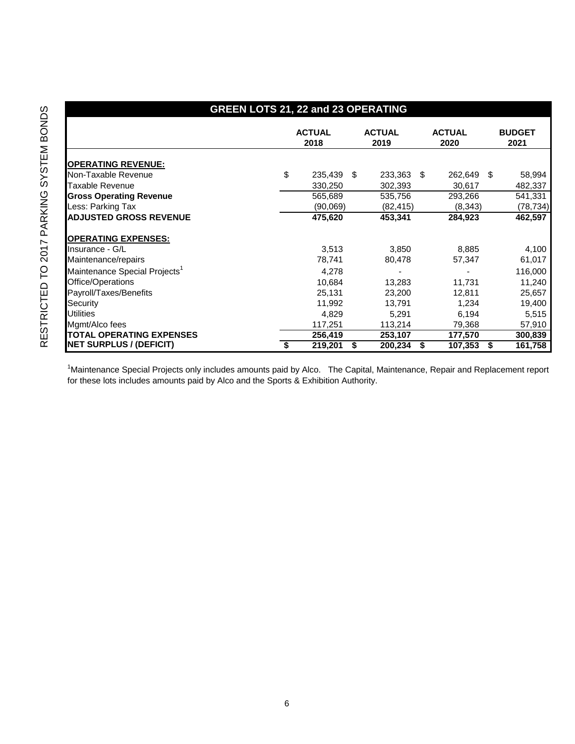## GREEN LOTS 21, 22 and 23 OPERATING

| | ACTUAL 2018 | ACTUAL 2019 | ACTUAL 2020 | BUDGET 2021 |
|---|---|---|---|---|
| **OPERATING REVENUE:** | | | | |
| Non-Taxable Revenue | $ 235,439 | $ 233,363 | $ 262,649 | $ 58,994 |
| Taxable Revenue | 330,250 | 302,393 | 30,617 | 482,337 |
| **Gross Operating Revenue** | 565,689 | 535,756 | 293,266 | 541,331 |
| Less: Parking Tax | (90,069) | (82,415) | (8,343) | (78,734) |
| **ADJUSTED GROSS REVENUE** | **475,620** | **453,341** | **284,923** | **462,597** |
| **OPERATING EXPENSES:** | | | | |
| Insurance - G/L | 3,513 | 3,850 | 8,885 | 4,100 |
| Maintenance/repairs | 78,741 | 80,478 | 57,347 | 61,017 |
| Maintenance Special Projects[1] | 4,278 | - | - | 116,000 |
| Office/Operations | 10,684 | 13,283 | 11,731 | 11,240 |
| Payroll/Taxes/Benefits | 25,131 | 23,200 | 12,811 | 25,657 |
| Security | 11,992 | 13,791 | 1,234 | 19,400 |
| Utilities | 4,829 | 5,291 | 6,194 | 5,515 |
| Mgmt/Alco fees | 117,251 | 113,214 | 79,368 | 57,910 |
| **TOTAL OPERATING EXPENSES** | **256,419** | **253,107** | **177,570** | **300,839** |
| **NET SURPLUS / (DEFICIT)** | **$ 219,201** | **$ 200,234** | **$ 107,353** | **$ 161,758** |

[1]Maintenance Special Projects only includes amounts paid by Alco. The Capital, Maintenance, Repair and Replacement report for these lots includes amounts paid by Alco and the Sports & Exhibition Authority.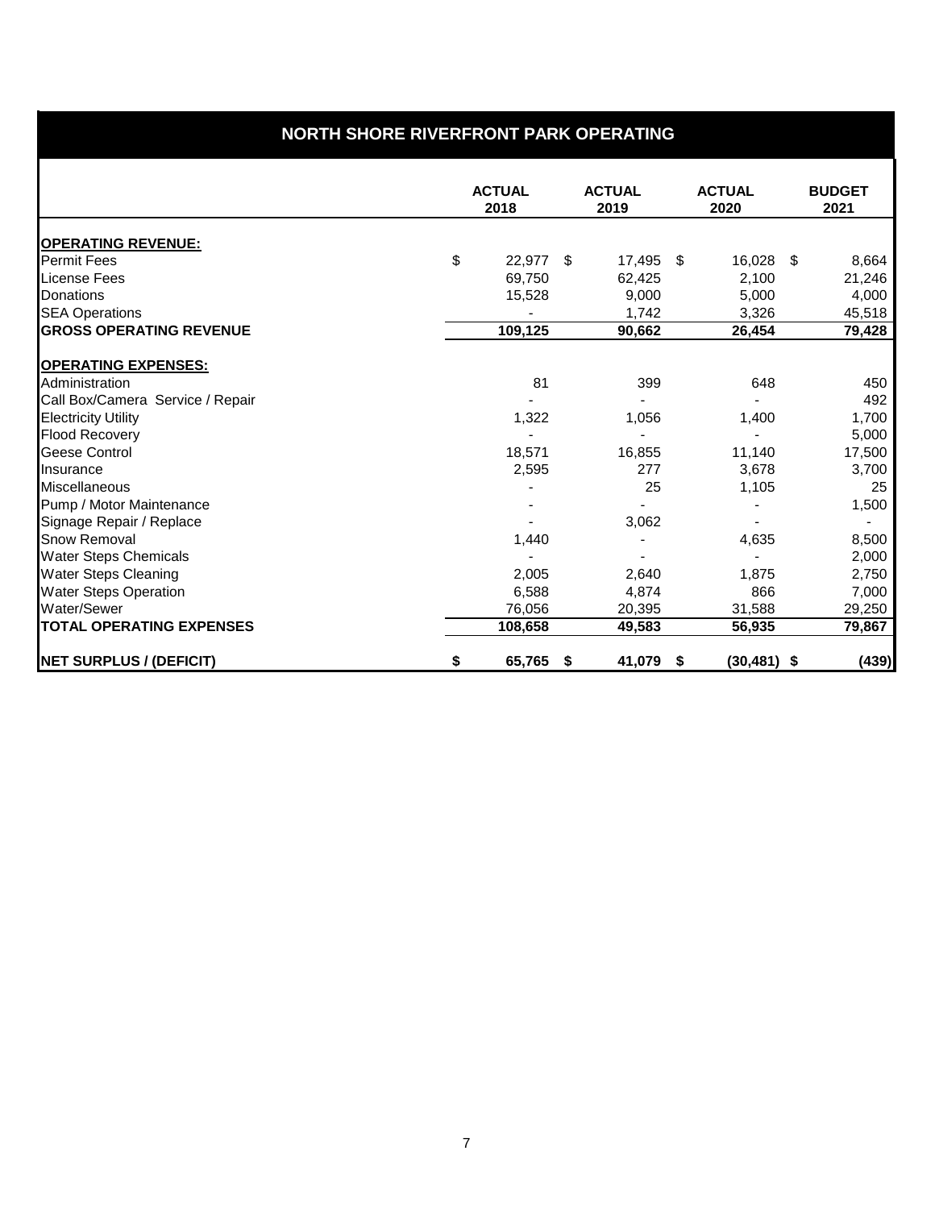## NORTH SHORE RIVERFRONT PARK OPERATING

| | ACTUAL 2018 | ACTUAL 2019 | ACTUAL 2020 | BUDGET 2021 |
|---|---|---|---|---|
| **OPERATING REVENUE:** | | | | |
| Permit Fees | $ 22,977 | $ 17,495 | $ 16,028 | $ 8,664 |
| License Fees | 69,750 | 62,425 | 2,100 | 21,246 |
| Donations | 15,528 | 9,000 | 5,000 | 4,000 |
| SEA Operations | - | 1,742 | 3,326 | 45,518 |
| **GROSS OPERATING REVENUE** | **109,125** | **90,662** | **26,454** | **79,428** |
| **OPERATING EXPENSES:** | | | | |
| Administration | 81 | 399 | 648 | 450 |
| Call Box/Camera Service / Repair | - | - | - | 492 |
| Electricity Utility | 1,322 | 1,056 | 1,400 | 1,700 |
| Flood Recovery | - | - | - | 5,000 |
| Geese Control | 18,571 | 16,855 | 11,140 | 17,500 |
| Insurance | 2,595 | 277 | 3,678 | 3,700 |
| Miscellaneous | - | 25 | 1,105 | 25 |
| Pump / Motor Maintenance | - | - | - | 1,500 |
| Signage Repair / Replace | - | 3,062 | - | - |
| Snow Removal | 1,440 | - | 4,635 | 8,500 |
| Water Steps Chemicals | - | - | - | 2,000 |
| Water Steps Cleaning | 2,005 | 2,640 | 1,875 | 2,750 |
| Water Steps Operation | 6,588 | 4,874 | 866 | 7,000 |
| Water/Sewer | 76,056 | 20,395 | 31,588 | 29,250 |
| **TOTAL OPERATING EXPENSES** | **108,658** | **49,583** | **56,935** | **79,867** |
| **NET SURPLUS / (DEFICIT)** | **$ 65,765** | **$ 41,079** | **$ (30,481)** | **$ (439)** |